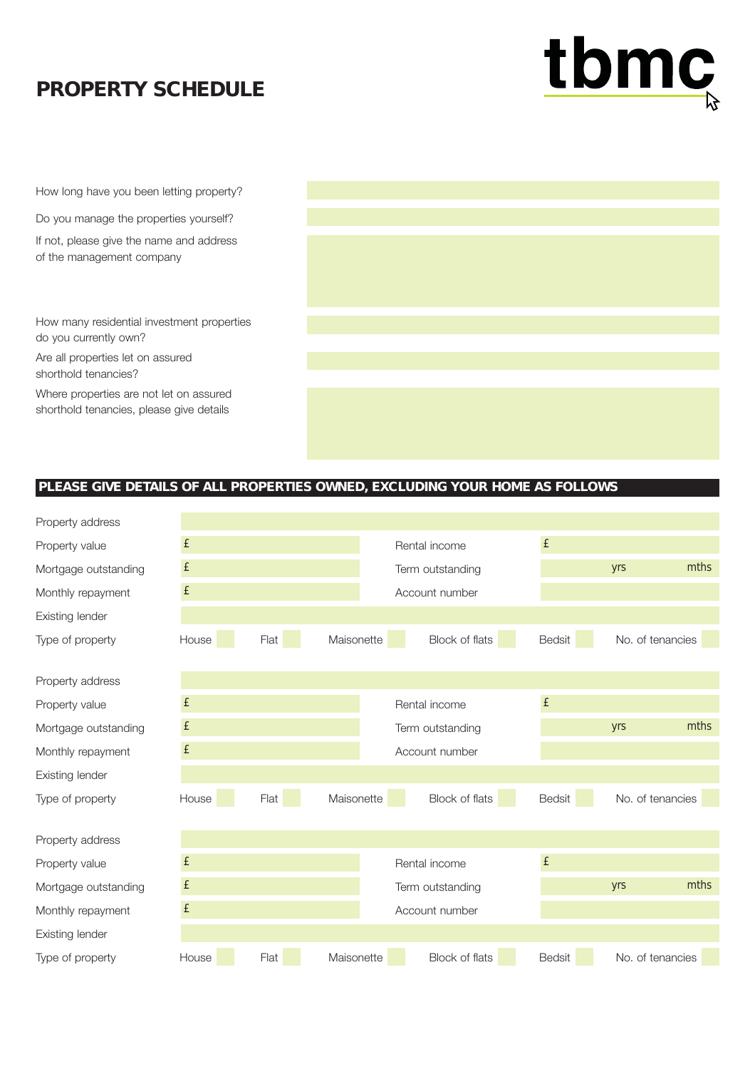# PROPERTY SCHEDULE

**tbmc**

| | |
|---|---|
| How long have you been letting property? | |
| Do you manage the properties yourself? | |
| If not, please give the name and address of the management company | |
| How many residential investment properties do you currently own? | |
| Are all properties let on assured shorthold tenancies? | |
| Where properties are not let on assured shorthold tenancies, please give details | |

## PLEASE GIVE DETAILS OF ALL PROPERTIES OWNED, EXCLUDING YOUR HOME AS FOLLOWS

| | | | | | |
|---|---|---|---|---|---|
| Property address | | | | | |
| Property value | £ | | Rental income | £ | |
| Mortgage outstanding | £ | | Term outstanding | yrs | mths |
| Monthly repayment | £ | | Account number | | |
| Existing lender | | | | | |
| Type of property | House | Flat | Maisonette | Block of flats | Bedsit | No. of tenancies |

| | | | | | |
|---|---|---|---|---|---|
| Property address | | | | | |
| Property value | £ | | Rental income | £ | |
| Mortgage outstanding | £ | | Term outstanding | yrs | mths |
| Monthly repayment | £ | | Account number | | |
| Existing lender | | | | | |
| Type of property | House | Flat | Maisonette | Block of flats | Bedsit | No. of tenancies |

| | | | | | |
|---|---|---|---|---|---|
| Property address | | | | | |
| Property value | £ | | Rental income | £ | |
| Mortgage outstanding | £ | | Term outstanding | yrs | mths |
| Monthly repayment | £ | | Account number | | |
| Existing lender | | | | | |
| Type of property | House | Flat | Maisonette | Block of flats | Bedsit | No. of tenancies |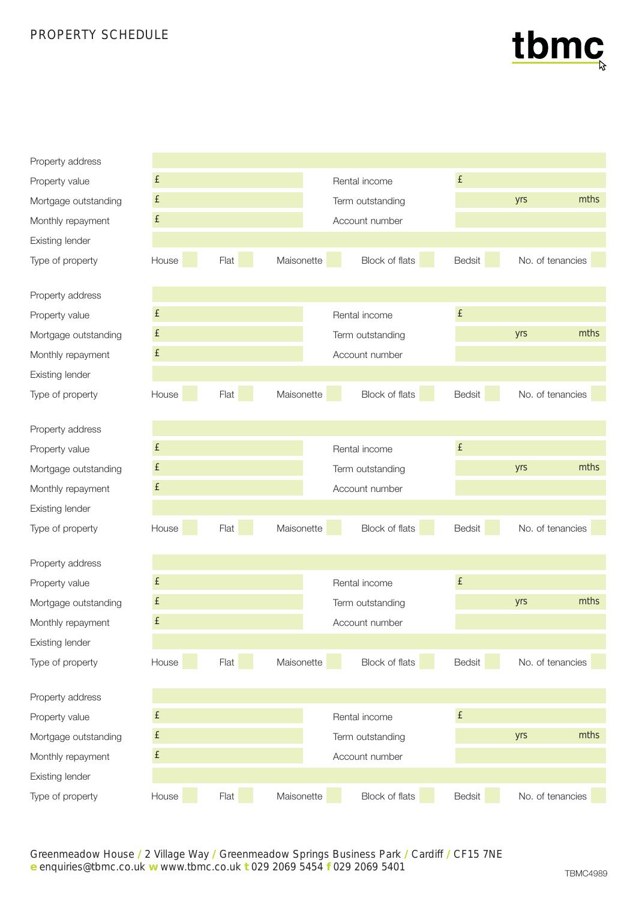# PROPERTY SCHEDULE

tbmc

| | | | | | | | | | | | |
|---|---|---|---|---|---|---|---|---|---|---|---|
| Property address | | | | | | | | | | | |
| Property value | £ | | | Rental income | | £ | | | | | |
| Mortgage outstanding | £ | | | Term outstanding | | | yrs | | mths | | |
| Monthly repayment | £ | | | Account number | | | | | | | |
| Existing lender | | | | | | | | | | | |
| Type of property | House | | Flat | | Maisonette | | Block of flats | | Bedsit | | No. of tenancies |

| | | | | | | | | | | | |
|---|---|---|---|---|---|---|---|---|---|---|---|
| Property address | | | | | | | | | | | |
| Property value | £ | | | Rental income | | £ | | | | | |
| Mortgage outstanding | £ | | | Term outstanding | | | yrs | | mths | | |
| Monthly repayment | £ | | | Account number | | | | | | | |
| Existing lender | | | | | | | | | | | |
| Type of property | House | | Flat | | Maisonette | | Block of flats | | Bedsit | | No. of tenancies |

| | | | | | | | | | | | |
|---|---|---|---|---|---|---|---|---|---|---|---|
| Property address | | | | | | | | | | | |
| Property value | £ | | | Rental income | | £ | | | | | |
| Mortgage outstanding | £ | | | Term outstanding | | | yrs | | mths | | |
| Monthly repayment | £ | | | Account number | | | | | | | |
| Existing lender | | | | | | | | | | | |
| Type of property | House | | Flat | | Maisonette | | Block of flats | | Bedsit | | No. of tenancies |

| | | | | | | | | | | | |
|---|---|---|---|---|---|---|---|---|---|---|---|
| Property address | | | | | | | | | | | |
| Property value | £ | | | Rental income | | £ | | | | | |
| Mortgage outstanding | £ | | | Term outstanding | | | yrs | | mths | | |
| Monthly repayment | £ | | | Account number | | | | | | | |
| Existing lender | | | | | | | | | | | |
| Type of property | House | | Flat | | Maisonette | | Block of flats | | Bedsit | | No. of tenancies |

| | | | | | | | | | | | |
|---|---|---|---|---|---|---|---|---|---|---|---|
| Property address | | | | | | | | | | | |
| Property value | £ | | | Rental income | | £ | | | | | |
| Mortgage outstanding | £ | | | Term outstanding | | | yrs | | mths | | |
| Monthly repayment | £ | | | Account number | | | | | | | |
| Existing lender | | | | | | | | | | | |
| Type of property | House | | Flat | | Maisonette | | Block of flats | | Bedsit | | No. of tenancies |

Greenmeadow House / 2 Village Way / Greenmeadow Springs Business Park / Cardiff / CF15 7NE
**e** enquiries@tbmc.co.uk **w** www.tbmc.co.uk **t** 029 2069 5454 **f** 029 2069 5401

TBMC4989